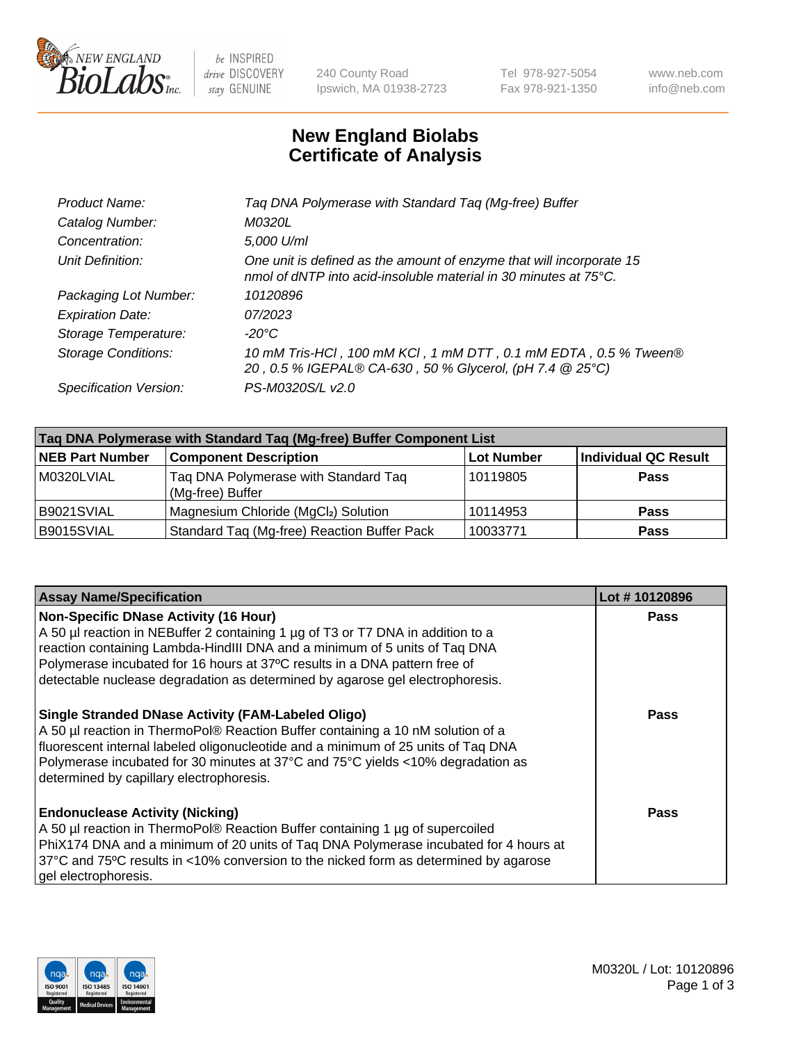# New England Biolabs Certificate of Analysis

| | |
|---|---|
| *Product Name:* | *Taq DNA Polymerase with Standard Taq (Mg-free) Buffer* |
| *Catalog Number:* | *M0320L* |
| *Concentration:* | *5,000 U/ml* |
| *Unit Definition:* | *One unit is defined as the amount of enzyme that will incorporate 15 nmol of dNTP into acid-insoluble material in 30 minutes at 75°C.* |
| *Packaging Lot Number:* | *10120896* |
| *Expiration Date:* | *07/2023* |
| *Storage Temperature:* | *-20°C* |
| *Storage Conditions:* | *10 mM Tris-HCl , 100 mM KCl , 1 mM DTT , 0.1 mM EDTA , 0.5 % Tween® 20 , 0.5 % IGEPAL® CA-630 , 50 % Glycerol, (pH 7.4 @ 25°C)* |
| *Specification Version:* | *PS-M0320S/L v2.0* |

| Taq DNA Polymerase with Standard Taq (Mg-free) Buffer Component List | | | |
|---|---|---|---|
| **NEB Part Number** | **Component Description** | **Lot Number** | **Individual QC Result** |
| M0320LVIAL | Taq DNA Polymerase with Standard Taq (Mg-free) Buffer | 10119805 | **Pass** |
| B9021SVIAL | Magnesium Chloride ($MgCl_2$) Solution | 10114953 | **Pass** |
| B9015SVIAL | Standard Taq (Mg-free) Reaction Buffer Pack | 10033771 | **Pass** |

| Assay Name/Specification | Lot # 10120896 |
|---|---|
| **Non-Specific DNase Activity (16 Hour)**<br>A 50 µl reaction in NEBuffer 2 containing 1 µg of T3 or T7 DNA in addition to a reaction containing Lambda-HindIII DNA and a minimum of 5 units of Taq DNA Polymerase incubated for 16 hours at 37ºC results in a DNA pattern free of detectable nuclease degradation as determined by agarose gel electrophoresis. | **Pass** |
| **Single Stranded DNase Activity (FAM-Labeled Oligo)**<br>A 50 µl reaction in ThermoPol® Reaction Buffer containing a 10 nM solution of a fluorescent internal labeled oligonucleotide and a minimum of 25 units of Taq DNA Polymerase incubated for 30 minutes at 37°C and 75°C yields <10% degradation as determined by capillary electrophoresis. | **Pass** |
| **Endonuclease Activity (Nicking)**<br>A 50 µl reaction in ThermoPol® Reaction Buffer containing 1 µg of supercoiled PhiX174 DNA and a minimum of 20 units of Taq DNA Polymerase incubated for 4 hours at 37°C and 75ºC results in <10% conversion to the nicked form as determined by agarose gel electrophoresis. | **Pass** |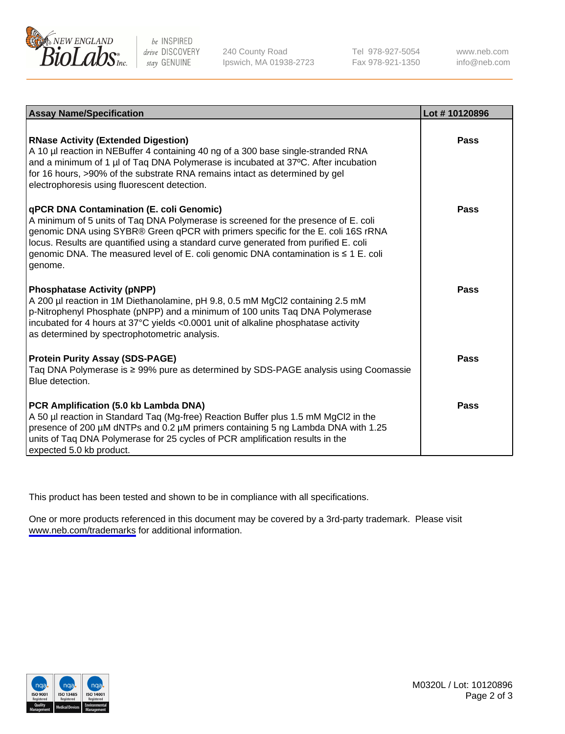| Assay Name/Specification | Lot # 10120896 |
| --- | --- |
| **RNase Activity (Extended Digestion)**<br>A 10 µl reaction in NEBuffer 4 containing 40 ng of a 300 base single-stranded RNA and a minimum of 1 µl of Taq DNA Polymerase is incubated at 37ºC. After incubation for 16 hours, >90% of the substrate RNA remains intact as determined by gel electrophoresis using fluorescent detection. | **Pass** |
| **qPCR DNA Contamination (E. coli Genomic)**<br>A minimum of 5 units of Taq DNA Polymerase is screened for the presence of E. coli genomic DNA using SYBR® Green qPCR with primers specific for the E. coli 16S rRNA locus. Results are quantified using a standard curve generated from purified E. coli genomic DNA. The measured level of E. coli genomic DNA contamination is ≤ 1 E. coli genome. | **Pass** |
| **Phosphatase Activity (pNPP)**<br>A 200 µl reaction in 1M Diethanolamine, pH 9.8, 0.5 mM $MgCl_2$ containing 2.5 mM p-Nitrophenyl Phosphate (pNPP) and a minimum of 100 units Taq DNA Polymerase incubated for 4 hours at 37°C yields <0.0001 unit of alkaline phosphatase activity as determined by spectrophotometric analysis. | **Pass** |
| **Protein Purity Assay (SDS-PAGE)**<br>Taq DNA Polymerase is ≥ 99% pure as determined by SDS-PAGE analysis using Coomassie Blue detection. | **Pass** |
| **PCR Amplification (5.0 kb Lambda DNA)**<br>A 50 µl reaction in Standard Taq (Mg-free) Reaction Buffer plus 1.5 mM $MgCl_2$ in the presence of 200 µM dNTPs and 0.2 µM primers containing 5 ng Lambda DNA with 1.25 units of Taq DNA Polymerase for 25 cycles of PCR amplification results in the expected 5.0 kb product. | **Pass** |

This product has been tested and shown to be in compliance with all specifications.

One or more products referenced in this document may be covered by a 3rd-party trademark. Please visit www.neb.com/trademarks for additional information.

M0320L / Lot: 10120896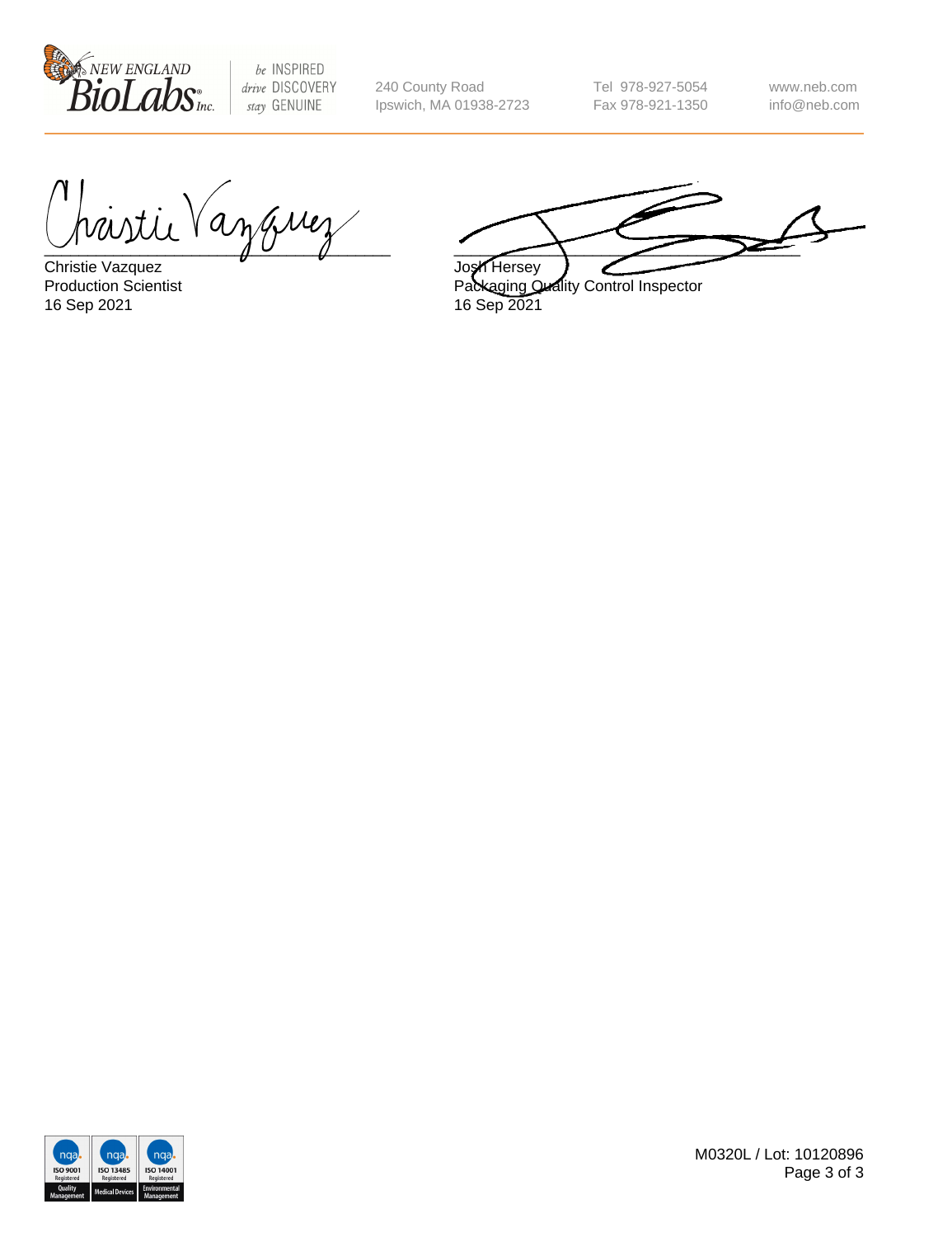Christie Vazquez
Production Scientist
16 Sep 2021

Josh Hersey
Packaging Quality Control Inspector
16 Sep 2021

M0320L / Lot: 10120896